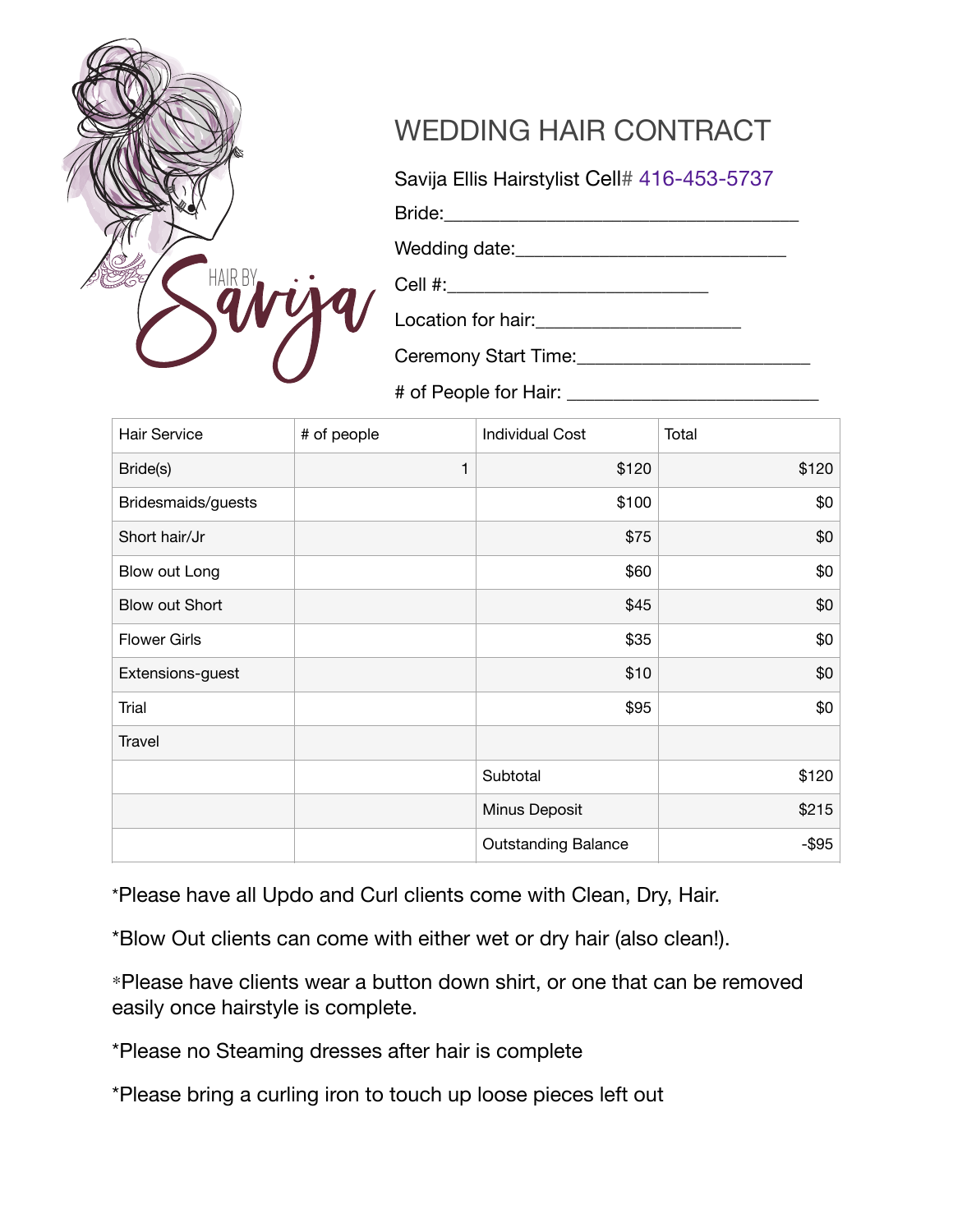HAIR BY Savija

# WEDDING HAIR CONTRACT

Savija Ellis Hairstylist Cell# 416-453-5737

Bride:___________________________________

Wedding date:___________________________

Cell #:_________________________

Location for hair:___________________

Ceremony Start Time:______________________

# of People for Hair: ________________________

| Hair Service | # of people | Individual Cost | Total |
|---|---|---|---|
| Bride(s) | 1 | $120 | $120 |
| Bridesmaids/guests | | $100 | $0 |
| Short hair/Jr | | $75 | $0 |
| Blow out Long | | $60 | $0 |
| Blow out Short | | $45 | $0 |
| Flower Girls | | $35 | $0 |
| Extensions-guest | | $10 | $0 |
| Trial | | $95 | $0 |
| Travel | | | |
| | | Subtotal | $120 |
| | | Minus Deposit | $215 |
| | | Outstanding Balance | -$95 |

*Please have all Updo and Curl clients come with Clean, Dry, Hair.

*Blow Out clients can come with either wet or dry hair (also clean!).

*Please have clients wear a button down shirt, or one that can be removed easily once hairstyle is complete.

*Please no Steaming dresses after hair is complete

*Please bring a curling iron to touch up loose pieces left out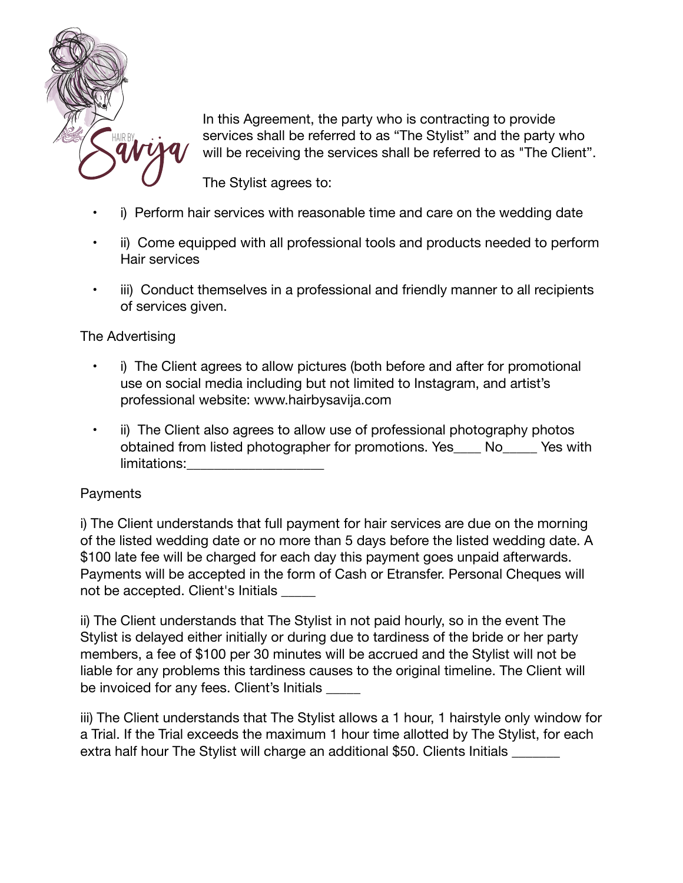In this Agreement, the party who is contracting to provide services shall be referred to as “The Stylist” and the party who will be receiving the services shall be referred to as "The Client”.

The Stylist agrees to:

- i) Perform hair services with reasonable time and care on the wedding date
- ii) Come equipped with all professional tools and products needed to perform Hair services
- iii) Conduct themselves in a professional and friendly manner to all recipients of services given.

The Advertising

- i) The Client agrees to allow pictures (both before and after for promotional use on social media including but not limited to Instagram, and artist’s professional website: www.hairbysavija.com
- ii) The Client also agrees to allow use of professional photography photos obtained from listed photographer for promotions. Yes____ No_____ Yes with limitations:___________________

Payments

i) The Client understands that full payment for hair services are due on the morning of the listed wedding date or no more than 5 days before the listed wedding date. A $100 late fee will be charged for each day this payment goes unpaid afterwards. Payments will be accepted in the form of Cash or Etransfer. Personal Cheques will not be accepted. Client's Initials _____

ii) The Client understands that The Stylist in not paid hourly, so in the event The Stylist is delayed either initially or during due to tardiness of the bride or her party members, a fee of $100 per 30 minutes will be accrued and the Stylist will not be liable for any problems this tardiness causes to the original timeline. The Client will be invoiced for any fees. Client’s Initials _____

iii) The Client understands that The Stylist allows a 1 hour, 1 hairstyle only window for a Trial. If the Trial exceeds the maximum 1 hour time allotted by The Stylist, for each extra half hour The Stylist will charge an additional $50. Clients Initials _______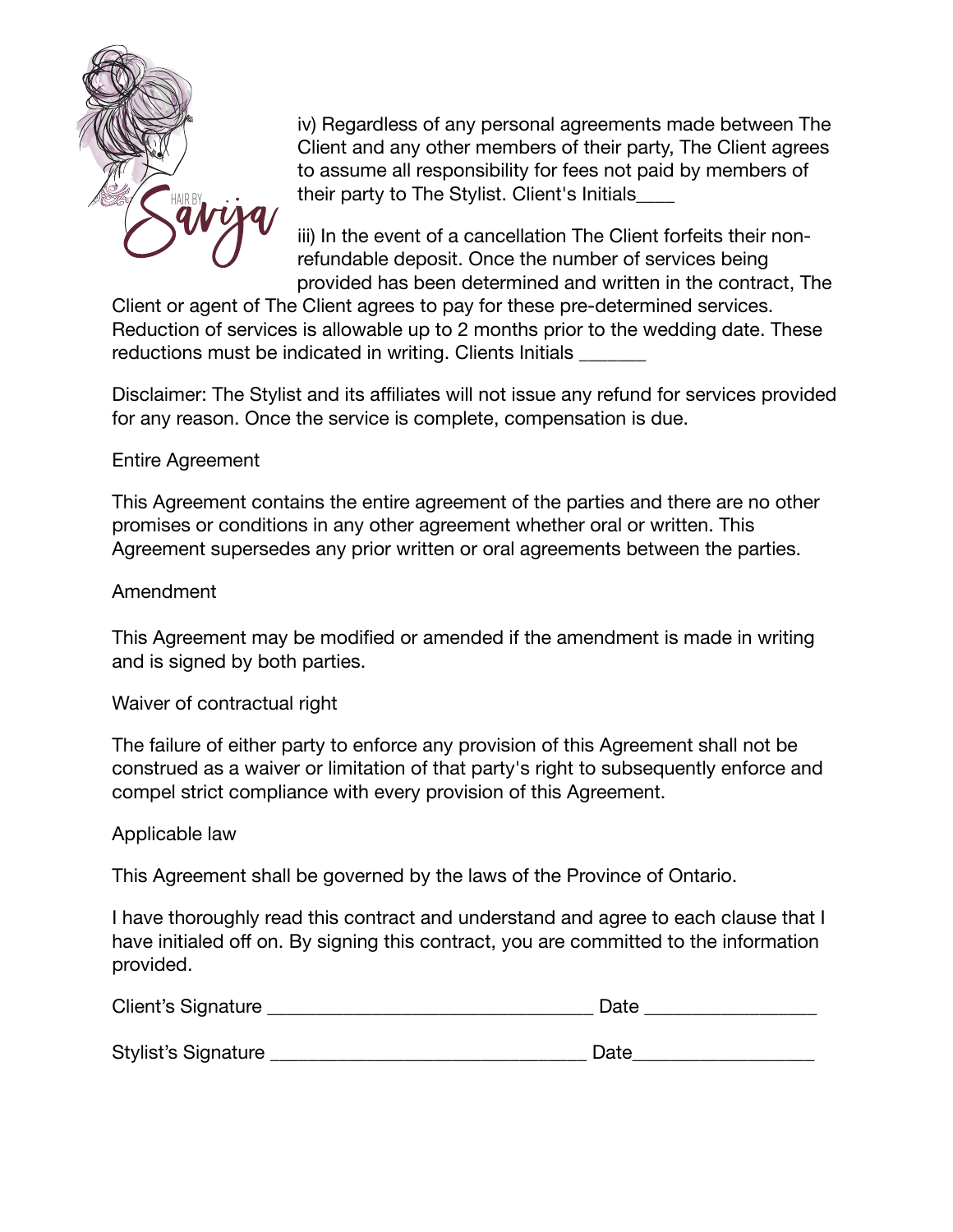iv) Regardless of any personal agreements made between The Client and any other members of their party, The Client agrees to assume all responsibility for fees not paid by members of their party to The Stylist. Client's Initials____

iii) In the event of a cancellation The Client forfeits their non-refundable deposit. Once the number of services being provided has been determined and written in the contract, The Client or agent of The Client agrees to pay for these pre-determined services. Reduction of services is allowable up to 2 months prior to the wedding date. These reductions must be indicated in writing. Clients Initials _______

Disclaimer: The Stylist and its affiliates will not issue any refund for services provided for any reason. Once the service is complete, compensation is due.

Entire Agreement

This Agreement contains the entire agreement of the parties and there are no other promises or conditions in any other agreement whether oral or written. This Agreement supersedes any prior written or oral agreements between the parties.

Amendment

This Agreement may be modified or amended if the amendment is made in writing and is signed by both parties.

Waiver of contractual right

The failure of either party to enforce any provision of this Agreement shall not be construed as a waiver or limitation of that party's right to subsequently enforce and compel strict compliance with every provision of this Agreement.

Applicable law

This Agreement shall be governed by the laws of the Province of Ontario.

I have thoroughly read this contract and understand and agree to each clause that I have initialed off on. By signing this contract, you are committed to the information provided.

Client's Signature ________________________________ Date _________________

Stylist's Signature _______________________________ Date__________________